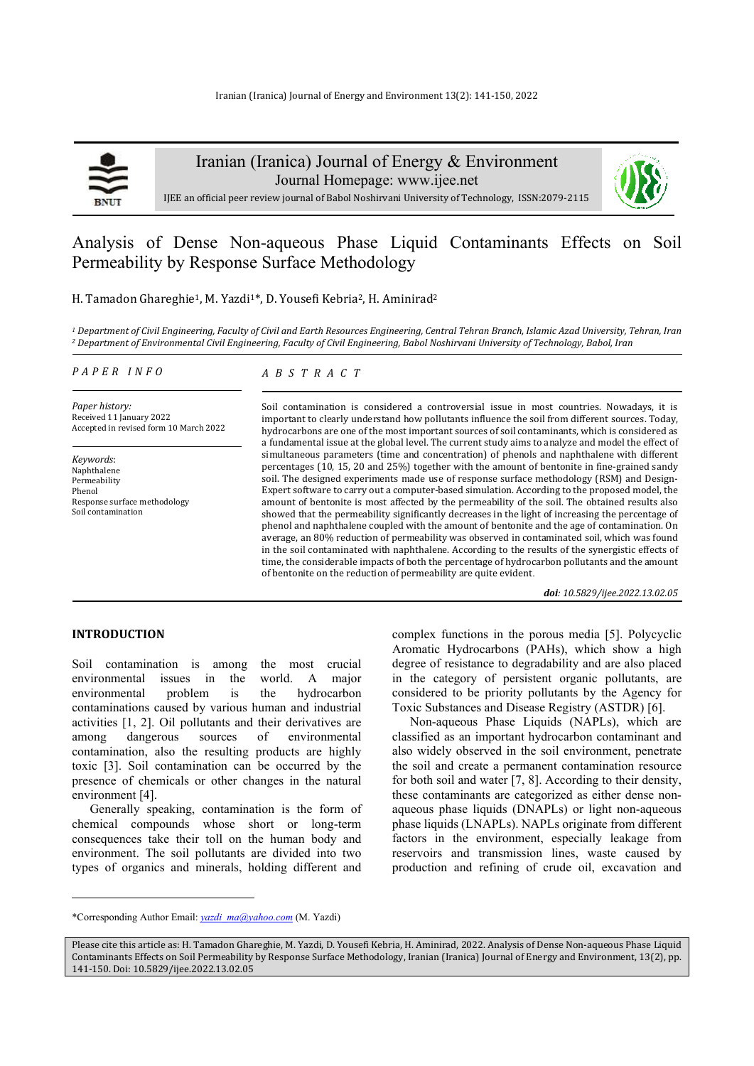# Analysis of Dense Non-aqueous Phase Liquid Contaminants Effects on Soil Permeability by Response Surface Methodology

H. Tamadon Ghareghie[1], M. Yazdi[1]*, D. Yousefi Kebria[2], H. Aminirad[2]

[1] *Department of Civil Engineering, Faculty of Civil and Earth Resources Engineering, Central Tehran Branch, Islamic Azad University, Tehran, Iran*
[2] *Department of Environmental Civil Engineering, Faculty of Civil Engineering, Babol Noshirvani University of Technology, Babol, Iran*

*PAPER INFO*

*Paper history:*
Received 11 January 2022
Accepted in revised form 10 March 2022

*Keywords*:
Naphthalene
Permeability
Phenol
Response surface methodology
Soil contamination

*ABSTRACT*

Soil contamination is considered a controversial issue in most countries. Nowadays, it is important to clearly understand how pollutants influence the soil from different sources. Today, hydrocarbons are one of the most important sources of soil contaminants, which is considered as a fundamental issue at the global level. The current study aims to analyze and model the effect of simultaneous parameters (time and concentration) of phenols and naphthalene with different percentages (10, 15, 20 and 25%) together with the amount of bentonite in fine-grained sandy soil. The designed experiments made use of response surface methodology (RSM) and Design-Expert software to carry out a computer-based simulation. According to the proposed model, the amount of bentonite is most affected by the permeability of the soil. The obtained results also showed that the permeability significantly decreases in the light of increasing the percentage of phenol and naphthalene coupled with the amount of bentonite and the age of contamination. On average, an 80% reduction of permeability was observed in contaminated soil, which was found in the soil contaminated with naphthalene. According to the results of the synergistic effects of time, the considerable impacts of both the percentage of hydrocarbon pollutants and the amount of bentonite on the reduction of permeability are quite evident.

***doi**: 10.5829/ijee.2022.13.02.05*

## INTRODUCTION

Soil contamination is among the most crucial environmental issues in the world. A major environmental problem is the hydrocarbon contaminations caused by various human and industrial activities [1, 2]. Oil pollutants and their derivatives are among dangerous sources of environmental contamination, also the resulting products are highly toxic [3]. Soil contamination can be occurred by the presence of chemicals or other changes in the natural environment [4].

Generally speaking, contamination is the form of chemical compounds whose short or long-term consequences take their toll on the human body and environment. The soil pollutants are divided into two types of organics and minerals, holding different and complex functions in the porous media [5]. Polycyclic Aromatic Hydrocarbons (PAHs), which show a high degree of resistance to degradability and are also placed in the category of persistent organic pollutants, are considered to be priority pollutants by the Agency for Toxic Substances and Disease Registry (ASTDR) [6].

Non-aqueous Phase Liquids (NAPLs), which are classified as an important hydrocarbon contaminant and also widely observed in the soil environment, penetrate the soil and create a permanent contamination resource for both soil and water [7, 8]. According to their density, these contaminants are categorized as either dense non-aqueous phase liquids (DNAPLs) or light non-aqueous phase liquids (LNAPLs). NAPLs originate from different factors in the environment, especially leakage from reservoirs and transmission lines, waste caused by production and refining of crude oil, excavation and

*Corresponding Author Email: *yazdi_ma@yahoo.com* (M. Yazdi)

Please cite this article as: H. Tamadon Ghareghie, M. Yazdi, D. Yousefi Kebria, H. Aminirad, 2022. Analysis of Dense Non-aqueous Phase Liquid Contaminants Effects on Soil Permeability by Response Surface Methodology, Iranian (Iranica) Journal of Energy and Environment, 13(2), pp. 141-150. Doi: 10.5829/ijee.2022.13.02.05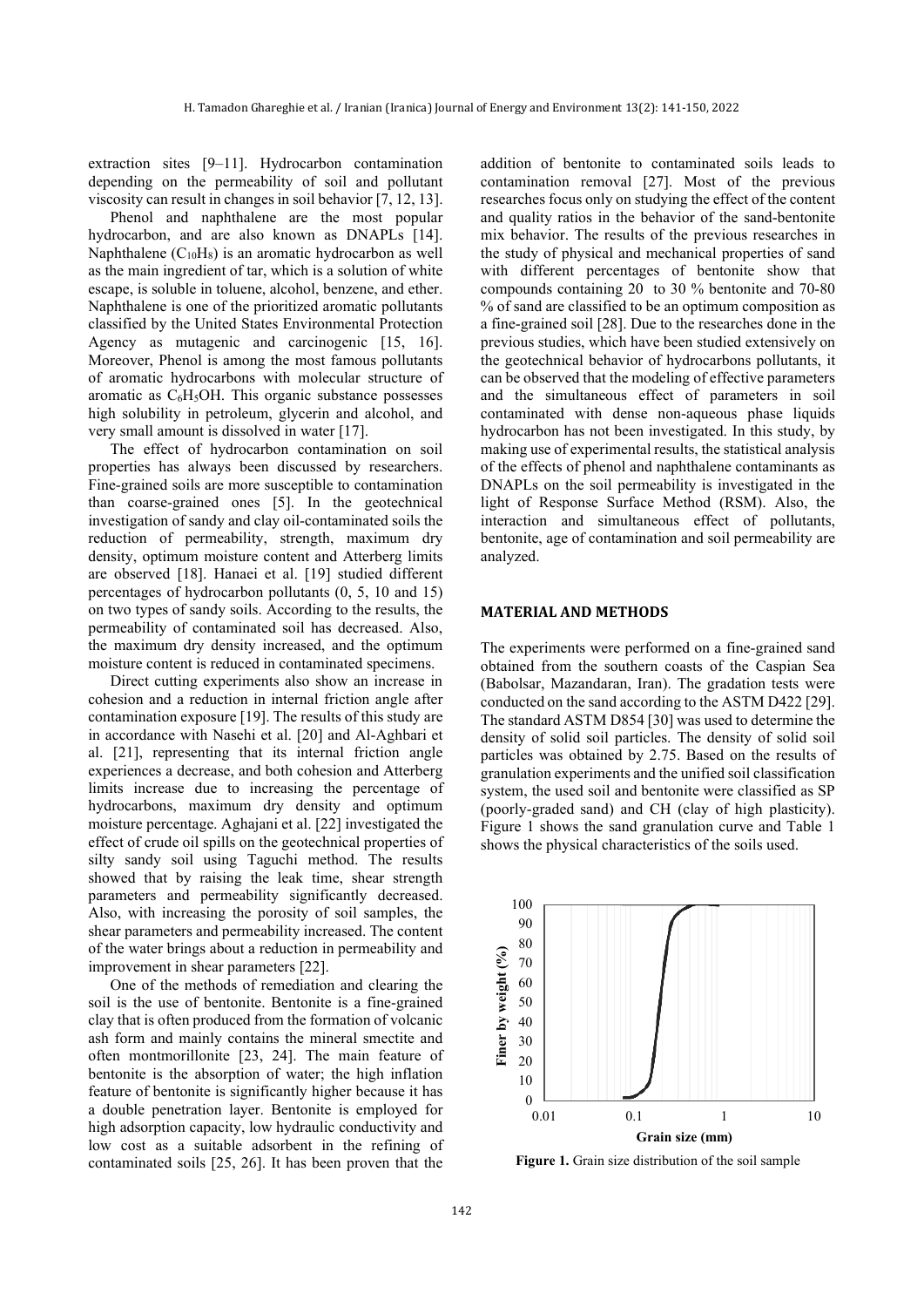extraction sites [9–11]. Hydrocarbon contamination depending on the permeability of soil and pollutant viscosity can result in changes in soil behavior [7, 12, 13].

Phenol and naphthalene are the most popular hydrocarbon, and are also known as DNAPLs [14]. Naphthalene ($C_{10}H_8$) is an aromatic hydrocarbon as well as the main ingredient of tar, which is a solution of white escape, is soluble in toluene, alcohol, benzene, and ether. Naphthalene is one of the prioritized aromatic pollutants classified by the United States Environmental Protection Agency as mutagenic and carcinogenic [15, 16]. Moreover, Phenol is among the most famous pollutants of aromatic hydrocarbons with molecular structure of aromatic as $C_6H_5OH$. This organic substance possesses high solubility in petroleum, glycerin and alcohol, and very small amount is dissolved in water [17].

The effect of hydrocarbon contamination on soil properties has always been discussed by researchers. Fine-grained soils are more susceptible to contamination than coarse-grained ones [5]. In the geotechnical investigation of sandy and clay oil-contaminated soils the reduction of permeability, strength, maximum dry density, optimum moisture content and Atterberg limits are observed [18]. Hanaei et al. [19] studied different percentages of hydrocarbon pollutants (0, 5, 10 and 15) on two types of sandy soils. According to the results, the permeability of contaminated soil has decreased. Also, the maximum dry density increased, and the optimum moisture content is reduced in contaminated specimens.

Direct cutting experiments also show an increase in cohesion and a reduction in internal friction angle after contamination exposure [19]. The results of this study are in accordance with Nasehi et al. [20] and Al-Aghbari et al. [21], representing that its internal friction angle experiences a decrease, and both cohesion and Atterberg limits increase due to increasing the percentage of hydrocarbons, maximum dry density and optimum moisture percentage. Aghajani et al. [22] investigated the effect of crude oil spills on the geotechnical properties of silty sandy soil using Taguchi method. The results showed that by raising the leak time, shear strength parameters and permeability significantly decreased. Also, with increasing the porosity of soil samples, the shear parameters and permeability increased. The content of the water brings about a reduction in permeability and improvement in shear parameters [22].

One of the methods of remediation and clearing the soil is the use of bentonite. Bentonite is a fine-grained clay that is often produced from the formation of volcanic ash form and mainly contains the mineral smectite and often montmorillonite [23, 24]. The main feature of bentonite is the absorption of water; the high inflation feature of bentonite is significantly higher because it has a double penetration layer. Bentonite is employed for high adsorption capacity, low hydraulic conductivity and low cost as a suitable adsorbent in the refining of contaminated soils [25, 26]. It has been proven that the addition of bentonite to contaminated soils leads to contamination removal [27]. Most of the previous researches focus only on studying the effect of the content and quality ratios in the behavior of the sand-bentonite mix behavior. The results of the previous researches in the study of physical and mechanical properties of sand with different percentages of bentonite show that compounds containing 20 to 30 % bentonite and 70-80 % of sand are classified to be an optimum composition as a fine-grained soil [28]. Due to the researches done in the previous studies, which have been studied extensively on the geotechnical behavior of hydrocarbons pollutants, it can be observed that the modeling of effective parameters and the simultaneous effect of parameters in soil contaminated with dense non-aqueous phase liquids hydrocarbon has not been investigated. In this study, by making use of experimental results, the statistical analysis of the effects of phenol and naphthalene contaminants as DNAPLs on the soil permeability is investigated in the light of Response Surface Method (RSM). Also, the interaction and simultaneous effect of pollutants, bentonite, age of contamination and soil permeability are analyzed.

## MATERIAL AND METHODS

The experiments were performed on a fine-grained sand obtained from the southern coasts of the Caspian Sea (Babolsar, Mazandaran, Iran). The gradation tests were conducted on the sand according to the ASTM D422 [29]. The standard ASTM D854 [30] was used to determine the density of solid soil particles. The density of solid soil particles was obtained by 2.75. Based on the results of granulation experiments and the unified soil classification system, the used soil and bentonite were classified as SP (poorly-graded sand) and CH (clay of high plasticity). Figure 1 shows the sand granulation curve and Table 1 shows the physical characteristics of the soils used.

**Figure 1.** Grain size distribution of the soil sample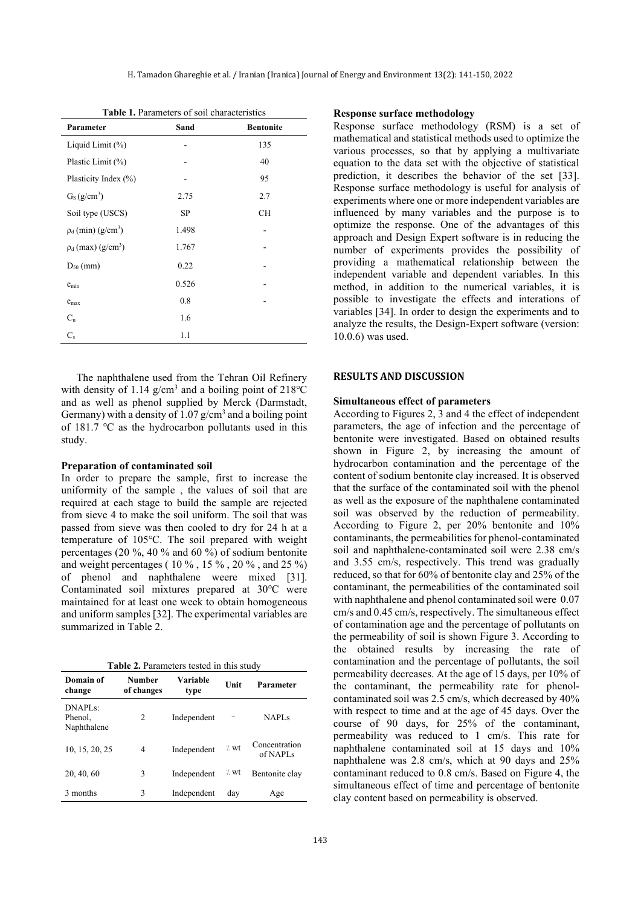**Table 1.** Parameters of soil characteristics

| Parameter | Sand | Bentonite |
|---|---|---|
| Liquid Limit (%) | - | 135 |
| Plastic Limit (%) | - | 40 |
| Plasticity Index (%) | - | 95 |
| $G_S$ (g/cm$^3$) | 2.75 | 2.7 |
| Soil type (USCS) | SP | CH |
| $\rho_d$ (min) (g/cm$^3$) | 1.498 | - |
| $\rho_d$ (max) (g/cm$^3$) | 1.767 | - |
| $D_{50}$ (mm) | 0.22 | - |
| $e_{min}$ | 0.526 | - |
| $e_{max}$ | 0.8 | - |
| $C_u$ | 1.6 | |
| $C_s$ | 1.1 | |

The naphthalene used from the Tehran Oil Refinery with density of 1.14 g/cm$^3$ and a boiling point of 218℃ and as well as phenol supplied by Merck (Darmstadt, Germany) with a density of 1.07 g/cm$^3$ and a boiling point of 181.7 ℃ as the hydrocarbon pollutants used in this study.

### Preparation of contaminated soil

In order to prepare the sample, first to increase the uniformity of the sample , the values of soil that are required at each stage to build the sample are rejected from sieve 4 to make the soil uniform. The soil that was passed from sieve was then cooled to dry for 24 h at a temperature of 105℃. The soil prepared with weight percentages (20 %, 40 % and 60 %) of sodium bentonite and weight percentages ( 10 % , 15 % , 20 % , and 25 %) of phenol and naphthalene weere mixed [31]. Contaminated soil mixtures prepared at 30℃ were maintained for at least one week to obtain homogeneous and uniform samples [32]. The experimental variables are summarized in Table 2.

**Table 2.** Parameters tested in this study

| Domain of change | Number of changes | Variable type | Unit | Parameter |
|---|---|---|---|---|
| DNAPLs: Phenol, Naphthalene | 2 | Independent | – | NAPLs |
| 10, 15, 20, 25 | 4 | Independent | ٪ wt | Concentration of NAPLs |
| 20, 40, 60 | 3 | Independent | ٪ wt | Bentonite clay |
| 3 months | 3 | Independent | day | Age |

### Response surface methodology

Response surface methodology (RSM) is a set of mathematical and statistical methods used to optimize the various processes, so that by applying a multivariate equation to the data set with the objective of statistical prediction, it describes the behavior of the set [33]. Response surface methodology is useful for analysis of experiments where one or more independent variables are influenced by many variables and the purpose is to optimize the response. One of the advantages of this approach and Design Expert software is in reducing the number of experiments provides the possibility of providing a mathematical relationship between the independent variable and dependent variables. In this method, in addition to the numerical variables, it is possible to investigate the effects and interations of variables [34]. In order to design the experiments and to analyze the results, the Design-Expert software (version: 10.0.6) was used.

## RESULTS AND DISCUSSION

### Simultaneous effect of parameters

According to Figures 2, 3 and 4 the effect of independent parameters, the age of infection and the percentage of bentonite were investigated. Based on obtained results shown in Figure 2, by increasing the amount of hydrocarbon contamination and the percentage of the content of sodium bentonite clay increased. It is observed that the surface of the contaminated soil with the phenol as well as the exposure of the naphthalene contaminated soil was observed by the reduction of permeability. According to Figure 2, per 20% bentonite and 10% contaminants, the permeabilities for phenol-contaminated soil and naphthalene-contaminated soil were 2.38 cm/s and 3.55 cm/s, respectively. This trend was gradually reduced, so that for 60% of bentonite clay and 25% of the contaminant, the permeabilities of the contaminated soil with naphthalene and phenol contaminated soil were 0.07 cm/s and 0.45 cm/s, respectively. The simultaneous effect of contamination age and the percentage of pollutants on the permeability of soil is shown Figure 3. According to the obtained results by increasing the rate of contamination and the percentage of pollutants, the soil permeability decreases. At the age of 15 days, per 10% of the contaminant, the permeability rate for phenol-contaminated soil was 2.5 cm/s, which decreased by 40% with respect to time and at the age of 45 days. Over the course of 90 days, for 25% of the contaminant, permeability was reduced to 1 cm/s. This rate for naphthalene contaminated soil at 15 days and 10% naphthalene was 2.8 cm/s, which at 90 days and 25% contaminant reduced to 0.8 cm/s. Based on Figure 4, the simultaneous effect of time and percentage of bentonite clay content based on permeability is observed.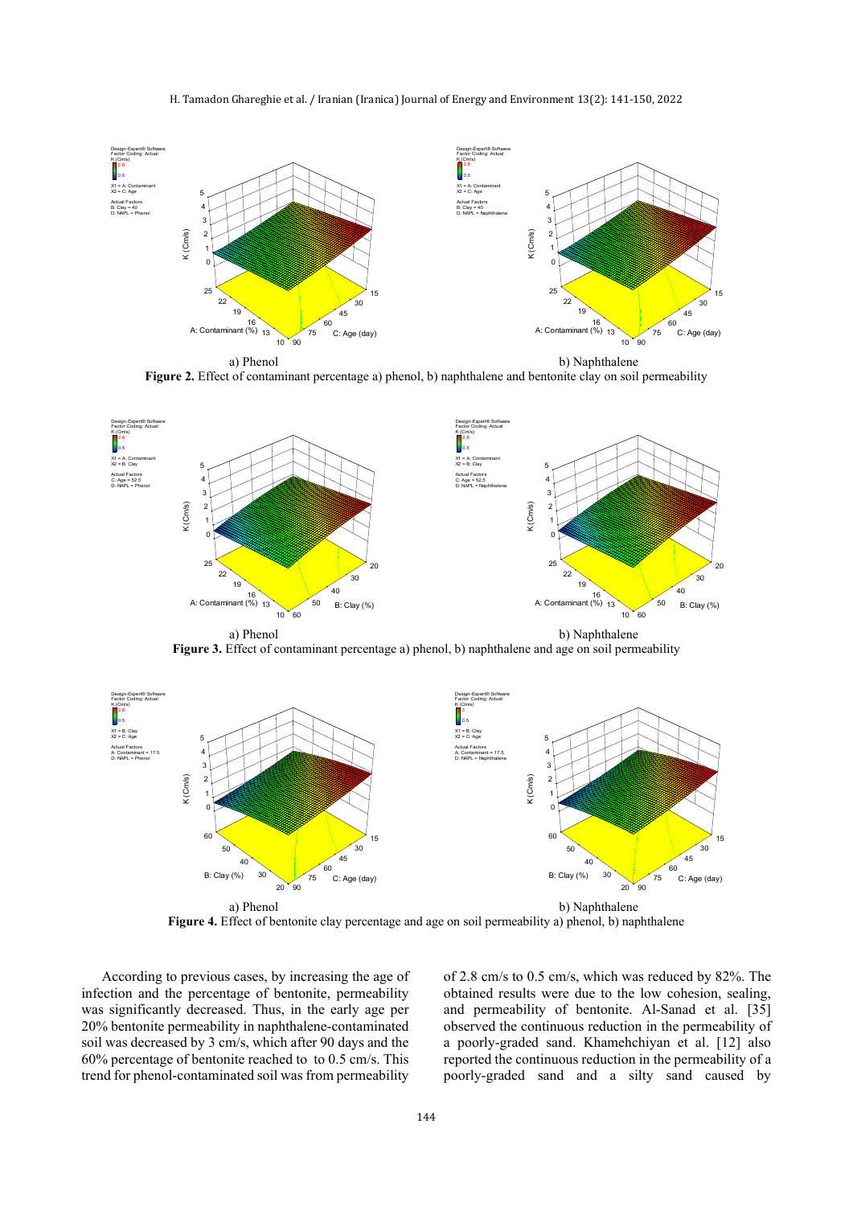a) Phenol b) Naphthalene

**Figure 2.** Effect of contaminant percentage a) phenol, b) naphthalene and bentonite clay on soil permeability

a) Phenol b) Naphthalene

**Figure 3.** Effect of contaminant percentage a) phenol, b) naphthalene and age on soil permeability

a) Phenol b) Naphthalene

**Figure 4.** Effect of bentonite clay percentage and age on soil permeability a) phenol, b) naphthalene

According to previous cases, by increasing the age of infection and the percentage of bentonite, permeability was significantly decreased. Thus, in the early age per 20% bentonite permeability in naphthalene-contaminated soil was decreased by 3 cm/s, which after 90 days and the 60% percentage of bentonite reached to to 0.5 cm/s. This trend for phenol-contaminated soil was from permeability of 2.8 cm/s to 0.5 cm/s, which was reduced by 82%. The obtained results were due to the low cohesion, sealing, and permeability of bentonite. Al-Sanad et al. [35] observed the continuous reduction in the permeability of a poorly-graded sand. Khamehchiyan et al. [12] also reported the continuous reduction in the permeability of a poorly-graded sand and a silty sand caused by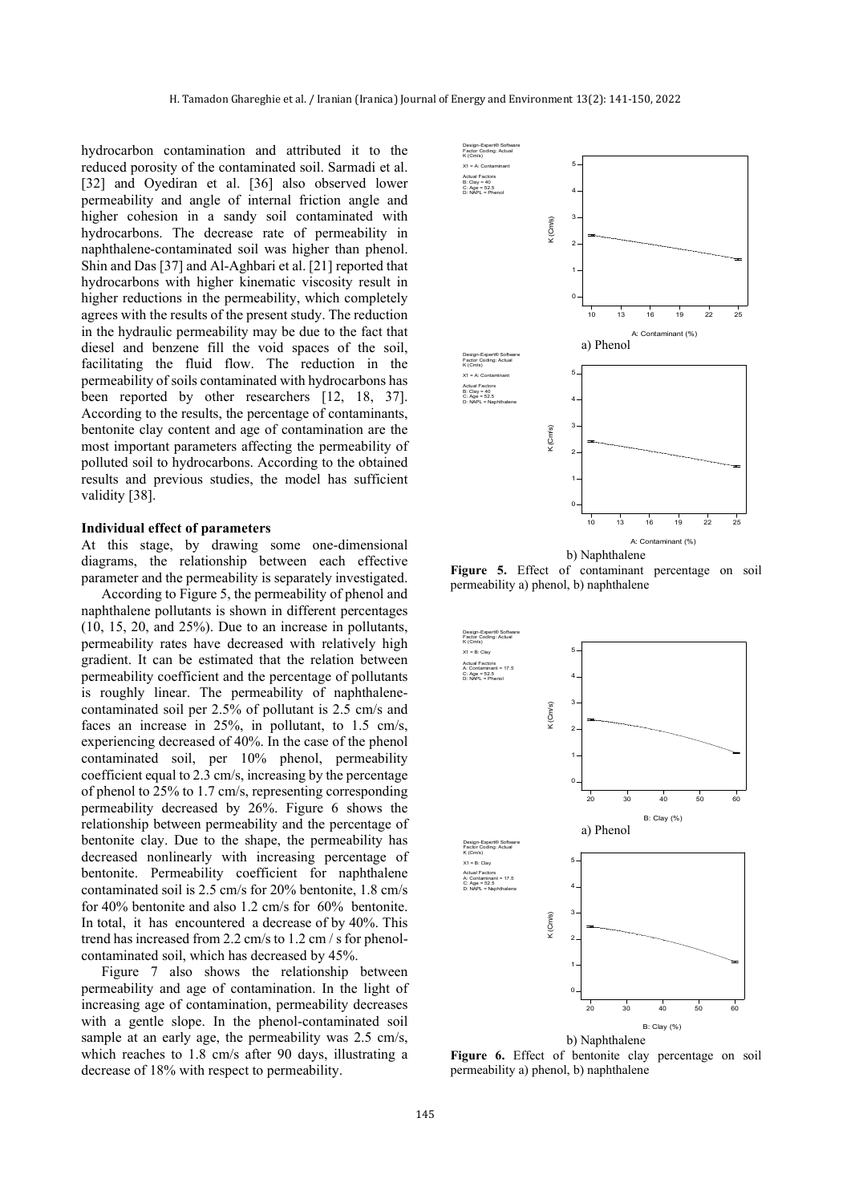hydrocarbon contamination and attributed it to the reduced porosity of the contaminated soil. Sarmadi et al. [32] and Oyediran et al. [36] also observed lower permeability and angle of internal friction angle and higher cohesion in a sandy soil contaminated with hydrocarbons. The decrease rate of permeability in naphthalene-contaminated soil was higher than phenol. Shin and Das [37] and Al-Aghbari et al. [21] reported that hydrocarbons with higher kinematic viscosity result in higher reductions in the permeability, which completely agrees with the results of the present study. The reduction in the hydraulic permeability may be due to the fact that diesel and benzene fill the void spaces of the soil, facilitating the fluid flow. The reduction in the permeability of soils contaminated with hydrocarbons has been reported by other researchers [12, 18, 37]. According to the results, the percentage of contaminants, bentonite clay content and age of contamination are the most important parameters affecting the permeability of polluted soil to hydrocarbons. According to the obtained results and previous studies, the model has sufficient validity [38].

**Individual effect of parameters**

At this stage, by drawing some one-dimensional diagrams, the relationship between each effective parameter and the permeability is separately investigated.

According to Figure 5, the permeability of phenol and naphthalene pollutants is shown in different percentages (10, 15, 20, and 25%). Due to an increase in pollutants, permeability rates have decreased with relatively high gradient. It can be estimated that the relation between permeability coefficient and the percentage of pollutants is roughly linear. The permeability of naphthalene-contaminated soil per 2.5% of pollutant is 2.5 cm/s and faces an increase in 25%, in pollutant, to 1.5 cm/s, experiencing decreased of 40%. In the case of the phenol contaminated soil, per 10% phenol, permeability coefficient equal to 2.3 cm/s, increasing by the percentage of phenol to 25% to 1.7 cm/s, representing corresponding permeability decreased by 26%. Figure 6 shows the relationship between permeability and the percentage of bentonite clay. Due to the shape, the permeability has decreased nonlinearly with increasing percentage of bentonite. Permeability coefficient for naphthalene contaminated soil is 2.5 cm/s for 20% bentonite, 1.8 cm/s for 40% bentonite and also 1.2 cm/s for 60% bentonite. In total, it has encountered a decrease of by 40%. This trend has increased from 2.2 cm/s to 1.2 cm / s for phenol-contaminated soil, which has decreased by 45%.

Figure 7 also shows the relationship between permeability and age of contamination. In the light of increasing age of contamination, permeability decreases with a gentle slope. In the phenol-contaminated soil sample at an early age, the permeability was 2.5 cm/s, which reaches to 1.8 cm/s after 90 days, illustrating a decrease of 18% with respect to permeability.

a) Phenol

b) Naphthalene

**Figure 5.** Effect of contaminant percentage on soil permeability a) phenol, b) naphthalene

a) Phenol

b) Naphthalene

**Figure 6.** Effect of bentonite clay percentage on soil permeability a) phenol, b) naphthalene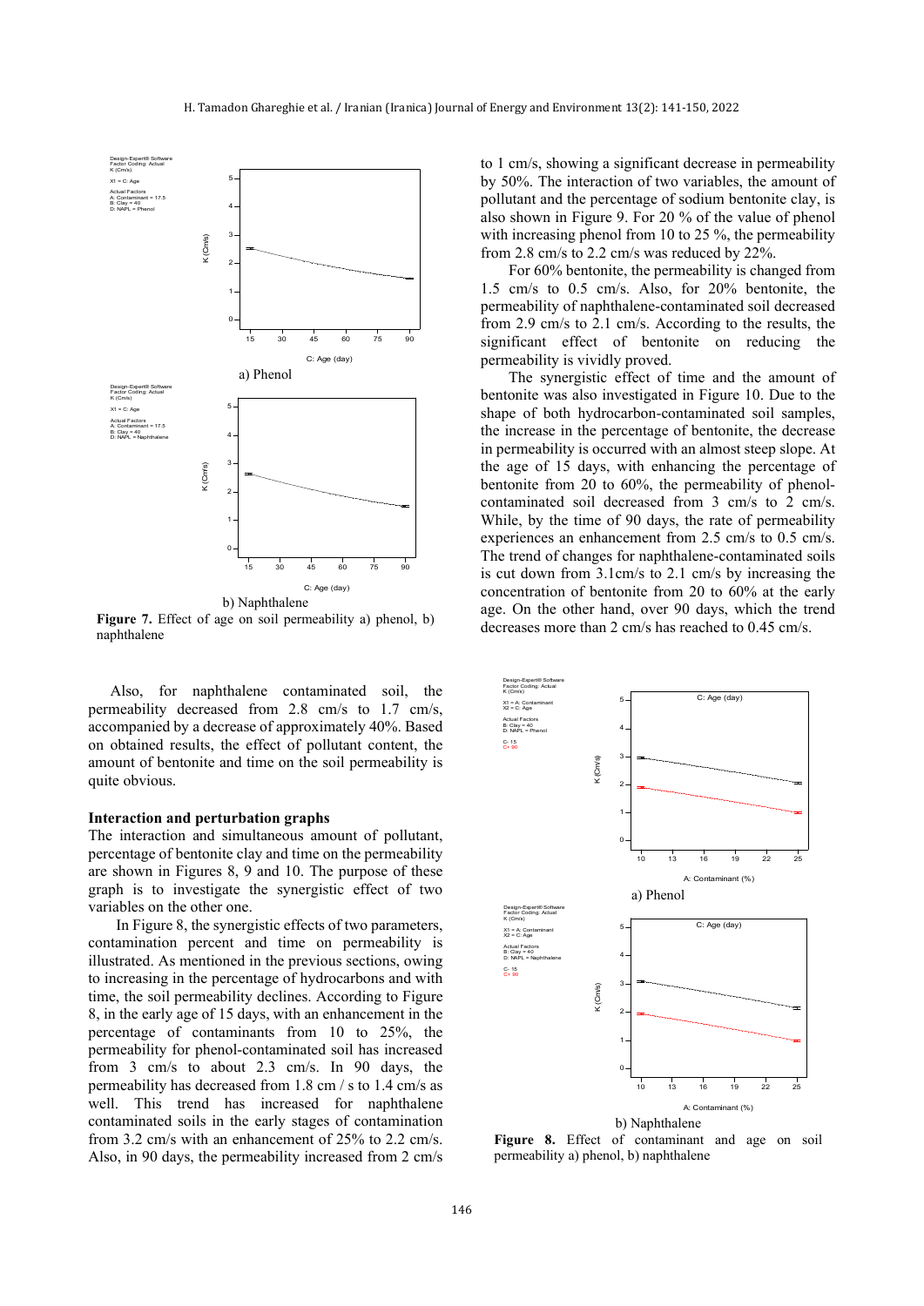a) Phenol

b) Naphthalene

**Figure 7.** Effect of age on soil permeability a) phenol, b) naphthalene

Also, for naphthalene contaminated soil, the permeability decreased from 2.8 cm/s to 1.7 cm/s, accompanied by a decrease of approximately 40%. Based on obtained results, the effect of pollutant content, the amount of bentonite and time on the soil permeability is quite obvious.

### Interaction and perturbation graphs

The interaction and simultaneous amount of pollutant, percentage of bentonite clay and time on the permeability are shown in Figures 8, 9 and 10. The purpose of these graph is to investigate the synergistic effect of two variables on the other one.

In Figure 8, the synergistic effects of two parameters, contamination percent and time on permeability is illustrated. As mentioned in the previous sections, owing to increasing in the percentage of hydrocarbons and with time, the soil permeability declines. According to Figure 8, in the early age of 15 days, with an enhancement in the percentage of contaminants from 10 to 25%, the permeability for phenol-contaminated soil has increased from 3 cm/s to about 2.3 cm/s. In 90 days, the permeability has decreased from 1.8 cm / s to 1.4 cm/s as well. This trend has increased for naphthalene contaminated soils in the early stages of contamination from 3.2 cm/s with an enhancement of 25% to 2.2 cm/s. Also, in 90 days, the permeability increased from 2 cm/s to 1 cm/s, showing a significant decrease in permeability by 50%. The interaction of two variables, the amount of pollutant and the percentage of sodium bentonite clay, is also shown in Figure 9. For 20 % of the value of phenol with increasing phenol from 10 to 25 %, the permeability from 2.8 cm/s to 2.2 cm/s was reduced by 22%.

For 60% bentonite, the permeability is changed from 1.5 cm/s to 0.5 cm/s. Also, for 20% bentonite, the permeability of naphthalene-contaminated soil decreased from 2.9 cm/s to 2.1 cm/s. According to the results, the significant effect of bentonite on reducing the permeability is vividly proved.

The synergistic effect of time and the amount of bentonite was also investigated in Figure 10. Due to the shape of both hydrocarbon-contaminated soil samples, the increase in the percentage of bentonite, the decrease in permeability is occurred with an almost steep slope. At the age of 15 days, with enhancing the percentage of bentonite from 20 to 60%, the permeability of phenol-contaminated soil decreased from 3 cm/s to 2 cm/s. While, by the time of 90 days, the rate of permeability experiences an enhancement from 2.5 cm/s to 0.5 cm/s. The trend of changes for naphthalene-contaminated soils is cut down from 3.1cm/s to 2.1 cm/s by increasing the concentration of bentonite from 20 to 60% at the early age. On the other hand, over 90 days, which the trend decreases more than 2 cm/s has reached to 0.45 cm/s.

a) Phenol

b) Naphthalene

**Figure 8.** Effect of contaminant and age on soil permeability a) phenol, b) naphthalene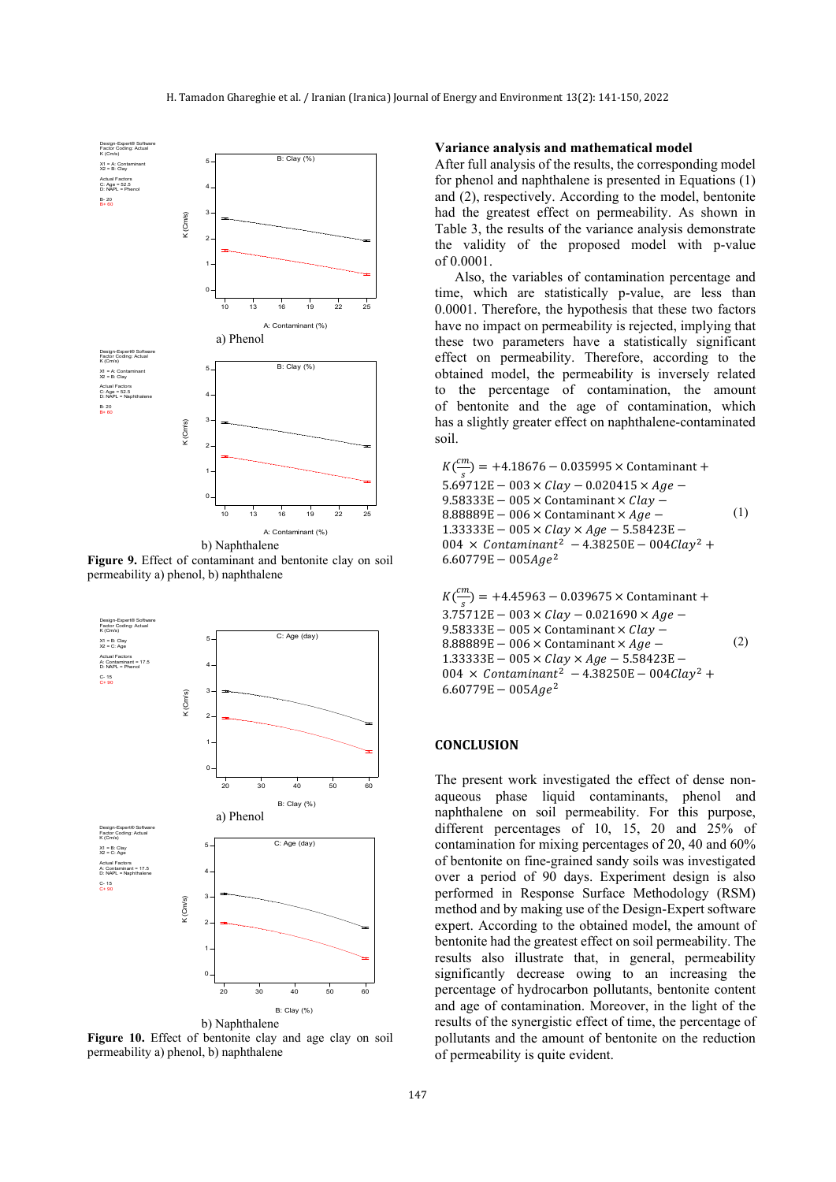Figure 9. Effect of contaminant and bentonite clay on soil permeability a) phenol, b) naphthalene

Figure 10. Effect of bentonite clay and age clay on soil permeability a) phenol, b) naphthalene

### Variance analysis and mathematical model

After full analysis of the results, the corresponding model for phenol and naphthalene is presented in Equations (1) and (2), respectively. According to the model, bentonite had the greatest effect on permeability. As shown in Table 3, the results of the variance analysis demonstrate the validity of the proposed model with p-value of 0.0001.

Also, the variables of contamination percentage and time, which are statistically p-value, are less than 0.0001. Therefore, the hypothesis that these two factors have no impact on permeability is rejected, implying that these two parameters have a statistically significant effect on permeability. Therefore, according to the obtained model, the permeability is inversely related to the percentage of contamination, the amount of bentonite and the age of contamination, which has a slightly greater effect on naphthalene-contaminated soil.

$$K\left(\frac{cm}{s}\right) = +4.18676 - 0.035995 \times \text{Contaminant} + 5.69712E-003 \times Clay - 0.020415 \times Age - 9.58333E-005 \times \text{Contaminant} \times Clay - 8.88889E-006 \times \text{Contaminant} \times Age - 1.33333E-005 \times Clay \times Age - 5.58423E-004 \times Contaminant^2 - 4.38250E-004 Clay^2 + 6.60779E-005 Age^2 \quad (1)$$

$$K\left(\frac{cm}{s}\right) = +4.45963 - 0.039675 \times \text{Contaminant} + 3.75712E-003 \times Clay - 0.021690 \times Age - 9.58333E-005 \times \text{Contaminant} \times Clay - 8.88889E-006 \times \text{Contaminant} \times Age - 1.33333E-005 \times Clay \times Age - 5.58423E-004 \times Contaminant^2 - 4.38250E-004 Clay^2 + 6.60779E-005 Age^2 \quad (2)$$

## CONCLUSION

The present work investigated the effect of dense non-aqueous phase liquid contaminants, phenol and naphthalene on soil permeability. For this purpose, different percentages of 10, 15, 20 and 25% of contamination for mixing percentages of 20, 40 and 60% of bentonite on fine-grained sandy soils was investigated over a period of 90 days. Experiment design is also performed in Response Surface Methodology (RSM) method and by making use of the Design-Expert software expert. According to the obtained model, the amount of bentonite had the greatest effect on soil permeability. The results also illustrate that, in general, permeability significantly decrease owing to an increasing the percentage of hydrocarbon pollutants, bentonite content and age of contamination. Moreover, in the light of the results of the synergistic effect of time, the percentage of pollutants and the amount of bentonite on the reduction of permeability is quite evident.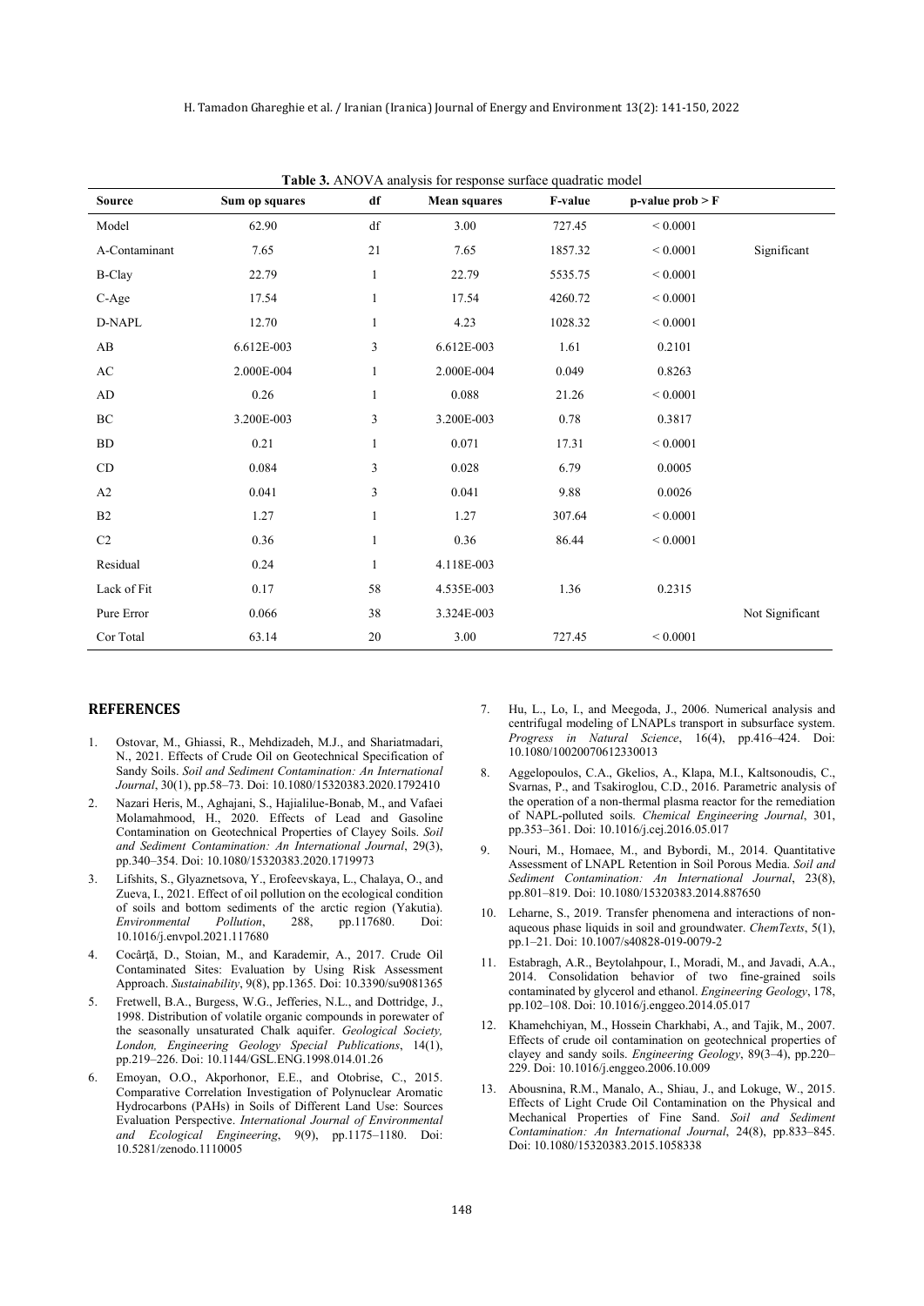**Table 3.** ANOVA analysis for response surface quadratic model

| Source | Sum op squares | df | Mean squares | F-value | p-value prob > F | |
|---|---|---|---|---|---|---|
| Model | 62.90 | df | 3.00 | 727.45 | < 0.0001 | |
| A-Contaminant | 7.65 | 21 | 7.65 | 1857.32 | < 0.0001 | Significant |
| B-Clay | 22.79 | 1 | 22.79 | 5535.75 | < 0.0001 | |
| C-Age | 17.54 | 1 | 17.54 | 4260.72 | < 0.0001 | |
| D-NAPL | 12.70 | 1 | 4.23 | 1028.32 | < 0.0001 | |
| AB | 6.612E-003 | 3 | 6.612E-003 | 1.61 | 0.2101 | |
| AC | 2.000E-004 | 1 | 2.000E-004 | 0.049 | 0.8263 | |
| AD | 0.26 | 1 | 0.088 | 21.26 | < 0.0001 | |
| BC | 3.200E-003 | 3 | 3.200E-003 | 0.78 | 0.3817 | |
| BD | 0.21 | 1 | 0.071 | 17.31 | < 0.0001 | |
| CD | 0.084 | 3 | 0.028 | 6.79 | 0.0005 | |
| A2 | 0.041 | 3 | 0.041 | 9.88 | 0.0026 | |
| B2 | 1.27 | 1 | 1.27 | 307.64 | < 0.0001 | |
| C2 | 0.36 | 1 | 0.36 | 86.44 | < 0.0001 | |
| Residual | 0.24 | 1 | 4.118E-003 | | | |
| Lack of Fit | 0.17 | 58 | 4.535E-003 | 1.36 | 0.2315 | |
| Pure Error | 0.066 | 38 | 3.324E-003 | | | Not Significant |
| Cor Total | 63.14 | 20 | 3.00 | 727.45 | < 0.0001 | |

## REFERENCES

1. Ostovar, M., Ghiassi, R., Mehdizadeh, M.J., and Shariatmadari, N., 2021. Effects of Crude Oil on Geotechnical Specification of Sandy Soils. *Soil and Sediment Contamination: An International Journal*, 30(1), pp.58–73. Doi: 10.1080/15320383.2020.1792410
2. Nazari Heris, M., Aghajani, S., Hajialilue-Bonab, M., and Vafaei Molamahmood, H., 2020. Effects of Lead and Gasoline Contamination on Geotechnical Properties of Clayey Soils. *Soil and Sediment Contamination: An International Journal*, 29(3), pp.340–354. Doi: 10.1080/15320383.2020.1719973
3. Lifshits, S., Glyaznetsova, Y., Erofeevskaya, L., Chalaya, O., and Zueva, I., 2021. Effect of oil pollution on the ecological condition of soils and bottom sediments of the arctic region (Yakutia). *Environmental Pollution*, 288, pp.117680. Doi: 10.1016/j.envpol.2021.117680
4. Cocârţă, D., Stoian, M., and Karademir, A., 2017. Crude Oil Contaminated Sites: Evaluation by Using Risk Assessment Approach. *Sustainability*, 9(8), pp.1365. Doi: 10.3390/su9081365
5. Fretwell, B.A., Burgess, W.G., Jefferies, N.L., and Dottridge, J., 1998. Distribution of volatile organic compounds in porewater of the seasonally unsaturated Chalk aquifer. *Geological Society, London, Engineering Geology Special Publications*, 14(1), pp.219–226. Doi: 10.1144/GSL.ENG.1998.014.01.26
6. Emoyan, O.O., Akporhonor, E.E., and Otobrise, C., 2015. Comparative Correlation Investigation of Polynuclear Aromatic Hydrocarbons (PAHs) in Soils of Different Land Use: Sources Evaluation Perspective. *International Journal of Environmental and Ecological Engineering*, 9(9), pp.1175–1180. Doi: 10.5281/zenodo.1110005
7. Hu, L., Lo, I., and Meegoda, J., 2006. Numerical analysis and centrifugal modeling of LNAPLs transport in subsurface system. *Progress in Natural Science*, 16(4), pp.416–424. Doi: 10.1080/10020070612330013
8. Aggelopoulos, C.A., Gkelios, A., Klapa, M.I., Kaltsonoudis, C., Svarnas, P., and Tsakiroglou, C.D., 2016. Parametric analysis of the operation of a non-thermal plasma reactor for the remediation of NAPL-polluted soils. *Chemical Engineering Journal*, 301, pp.353–361. Doi: 10.1016/j.cej.2016.05.017
9. Nouri, M., Homaee, M., and Bybordi, M., 2014. Quantitative Assessment of LNAPL Retention in Soil Porous Media. *Soil and Sediment Contamination: An International Journal*, 23(8), pp.801–819. Doi: 10.1080/15320383.2014.887650
10. Leharne, S., 2019. Transfer phenomena and interactions of non-aqueous phase liquids in soil and groundwater. *ChemTexts*, 5(1), pp.1–21. Doi: 10.1007/s40828-019-0079-2
11. Estabragh, A.R., Beytolahpour, I., Moradi, M., and Javadi, A.A., 2014. Consolidation behavior of two fine-grained soils contaminated by glycerol and ethanol. *Engineering Geology*, 178, pp.102–108. Doi: 10.1016/j.enggeo.2014.05.017
12. Khamehchiyan, M., Hossein Charkhabi, A., and Tajik, M., 2007. Effects of crude oil contamination on geotechnical properties of clayey and sandy soils. *Engineering Geology*, 89(3–4), pp.220–229. Doi: 10.1016/j.enggeo.2006.10.009
13. Abousnina, R.M., Manalo, A., Shiau, J., and Lokuge, W., 2015. Effects of Light Crude Oil Contamination on the Physical and Mechanical Properties of Fine Sand. *Soil and Sediment Contamination: An International Journal*, 24(8), pp.833–845. Doi: 10.1080/15320383.2015.1058338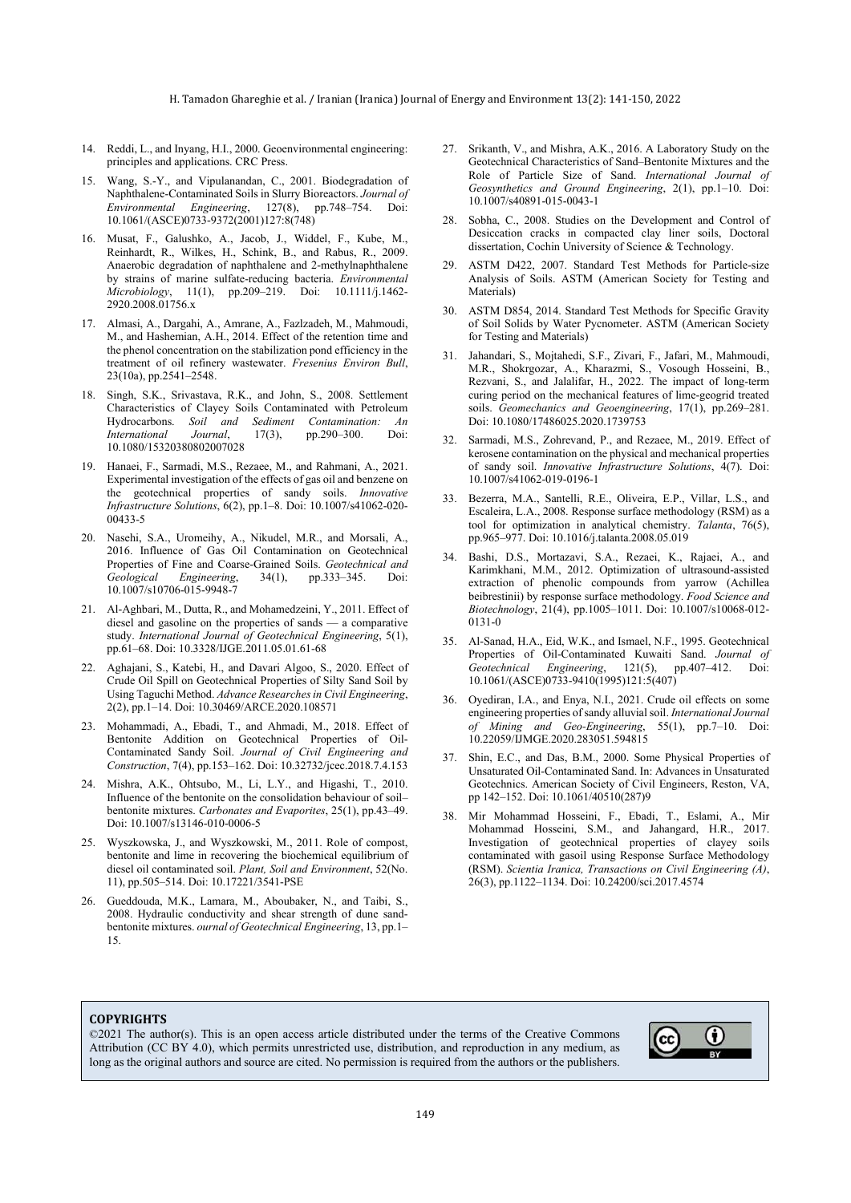14. Reddi, L., and Inyang, H.I., 2000. Geoenvironmental engineering: principles and applications. CRC Press.
15. Wang, S.-Y., and Vipulanandan, C., 2001. Biodegradation of Naphthalene-Contaminated Soils in Slurry Bioreactors. *Journal of Environmental Engineering*, 127(8), pp.748–754. Doi: 10.1061/(ASCE)0733-9372(2001)127:8(748)
16. Musat, F., Galushko, A., Jacob, J., Widdel, F., Kube, M., Reinhardt, R., Wilkes, H., Schink, B., and Rabus, R., 2009. Anaerobic degradation of naphthalene and 2-methylnaphthalene by strains of marine sulfate-reducing bacteria. *Environmental Microbiology*, 11(1), pp.209–219. Doi: 10.1111/j.1462-2920.2008.01756.x
17. Almasi, A., Dargahi, A., Amrane, A., Fazlzadeh, M., Mahmoudi, M., and Hashemian, A.H., 2014. Effect of the retention time and the phenol concentration on the stabilization pond efficiency in the treatment of oil refinery wastewater. *Fresenius Environ Bull*, 23(10a), pp.2541–2548.
18. Singh, S.K., Srivastava, R.K., and John, S., 2008. Settlement Characteristics of Clayey Soils Contaminated with Petroleum Hydrocarbons. *Soil and Sediment Contamination: An International Journal*, 17(3), pp.290–300. Doi: 10.1080/15320380802007028
19. Hanaei, F., Sarmadi, M.S., Rezaee, M., and Rahmani, A., 2021. Experimental investigation of the effects of gas oil and benzene on the geotechnical properties of sandy soils. *Innovative Infrastructure Solutions*, 6(2), pp.1–8. Doi: 10.1007/s41062-020-00433-5
20. Nasehi, S.A., Uromeihy, A., Nikudel, M.R., and Morsali, A., 2016. Influence of Gas Oil Contamination on Geotechnical Properties of Fine and Coarse-Grained Soils. *Geotechnical and Geological Engineering*, 34(1), pp.333–345. Doi: 10.1007/s10706-015-9948-7
21. Al-Aghbari, M., Dutta, R., and Mohamedzeini, Y., 2011. Effect of diesel and gasoline on the properties of sands — a comparative study. *International Journal of Geotechnical Engineering*, 5(1), pp.61–68. Doi: 10.3328/IJGE.2011.05.01.61-68
22. Aghajani, S., Katebi, H., and Davari Algoo, S., 2020. Effect of Crude Oil Spill on Geotechnical Properties of Silty Sand Soil by Using Taguchi Method. *Advance Researches in Civil Engineering*, 2(2), pp.1–14. Doi: 10.30469/ARCE.2020.108571
23. Mohammadi, A., Ebadi, T., and Ahmadi, M., 2018. Effect of Bentonite Addition on Geotechnical Properties of Oil-Contaminated Sandy Soil. *Journal of Civil Engineering and Construction*, 7(4), pp.153–162. Doi: 10.32732/jcec.2018.7.4.153
24. Mishra, A.K., Ohtsubo, M., Li, L.Y., and Higashi, T., 2010. Influence of the bentonite on the consolidation behaviour of soil–bentonite mixtures. *Carbonates and Evaporites*, 25(1), pp.43–49. Doi: 10.1007/s13146-010-0006-5
25. Wyszkowska, J., and Wyszkowski, M., 2011. Role of compost, bentonite and lime in recovering the biochemical equilibrium of diesel oil contaminated soil. *Plant, Soil and Environment*, 52(No. 11), pp.505–514. Doi: 10.17221/3541-PSE
26. Gueddouda, M.K., Lamara, M., Aboubaker, N., and Taibi, S., 2008. Hydraulic conductivity and shear strength of dune sand-bentonite mixtures. *ournal of Geotechnical Engineering*, 13, pp.1–15.
27. Srikanth, V., and Mishra, A.K., 2016. A Laboratory Study on the Geotechnical Characteristics of Sand–Bentonite Mixtures and the Role of Particle Size of Sand. *International Journal of Geosynthetics and Ground Engineering*, 2(1), pp.1–10. Doi: 10.1007/s40891-015-0043-1
28. Sobha, C., 2008. Studies on the Development and Control of Desiccation cracks in compacted clay liner soils, Doctoral dissertation, Cochin University of Science & Technology.
29. ASTM D422, 2007. Standard Test Methods for Particle-size Analysis of Soils. ASTM (American Society for Testing and Materials)
30. ASTM D854, 2014. Standard Test Methods for Specific Gravity of Soil Solids by Water Pycnometer. ASTM (American Society for Testing and Materials)
31. Jahandari, S., Mojtahedi, S.F., Zivari, F., Jafari, M., Mahmoudi, M.R., Shokrgozar, A., Kharazmi, S., Vosough Hosseini, B., Rezvani, S., and Jalalifar, H., 2022. The impact of long-term curing period on the mechanical features of lime-geogrid treated soils. *Geomechanics and Geoengineering*, 17(1), pp.269–281. Doi: 10.1080/17486025.2020.1739753
32. Sarmadi, M.S., Zohrevand, P., and Rezaee, M., 2019. Effect of kerosene contamination on the physical and mechanical properties of sandy soil. *Innovative Infrastructure Solutions*, 4(7). Doi: 10.1007/s41062-019-0196-1
33. Bezerra, M.A., Santelli, R.E., Oliveira, E.P., Villar, L.S., and Escaleira, L.A., 2008. Response surface methodology (RSM) as a tool for optimization in analytical chemistry. *Talanta*, 76(5), pp.965–977. Doi: 10.1016/j.talanta.2008.05.019
34. Bashi, D.S., Mortazavi, S.A., Rezaei, K., Rajaei, A., and Karimkhani, M.M., 2012. Optimization of ultrasound-assisted extraction of phenolic compounds from yarrow (Achillea beibrestinii) by response surface methodology. *Food Science and Biotechnology*, 21(4), pp.1005–1011. Doi: 10.1007/s10068-012-0131-0
35. Al-Sanad, H.A., Eid, W.K., and Ismael, N.F., 1995. Geotechnical Properties of Oil-Contaminated Kuwaiti Sand. *Journal of Geotechnical Engineering*, 121(5), pp.407–412. Doi: 10.1061/(ASCE)0733-9410(1995)121:5(407)
36. Oyediran, I.A., and Enya, N.I., 2021. Crude oil effects on some engineering properties of sandy alluvial soil. *International Journal of Mining and Geo-Engineering*, 55(1), pp.7–10. Doi: 10.22059/IJMGE.2020.283051.594815
37. Shin, E.C., and Das, B.M., 2000. Some Physical Properties of Unsaturated Oil-Contaminated Sand. In: Advances in Unsaturated Geotechnics. American Society of Civil Engineers, Reston, VA, pp 142–152. Doi: 10.1061/40510(287)9
38. Mir Mohammad Hosseini, F., Ebadi, T., Eslami, A., Mir Mohammad Hosseini, S.M., and Jahangard, H.R., 2017. Investigation of geotechnical properties of clayey soils contaminated with gasoil using Response Surface Methodology (RSM). *Scientia Iranica, Transactions on Civil Engineering (A)*, 26(3), pp.1122–1134. Doi: 10.24200/sci.2017.4574

**COPYRIGHTS**

©2021 The author(s). This is an open access article distributed under the terms of the Creative Commons Attribution (CC BY 4.0), which permits unrestricted use, distribution, and reproduction in any medium, as long as the original authors and source are cited. No permission is required from the authors or the publishers.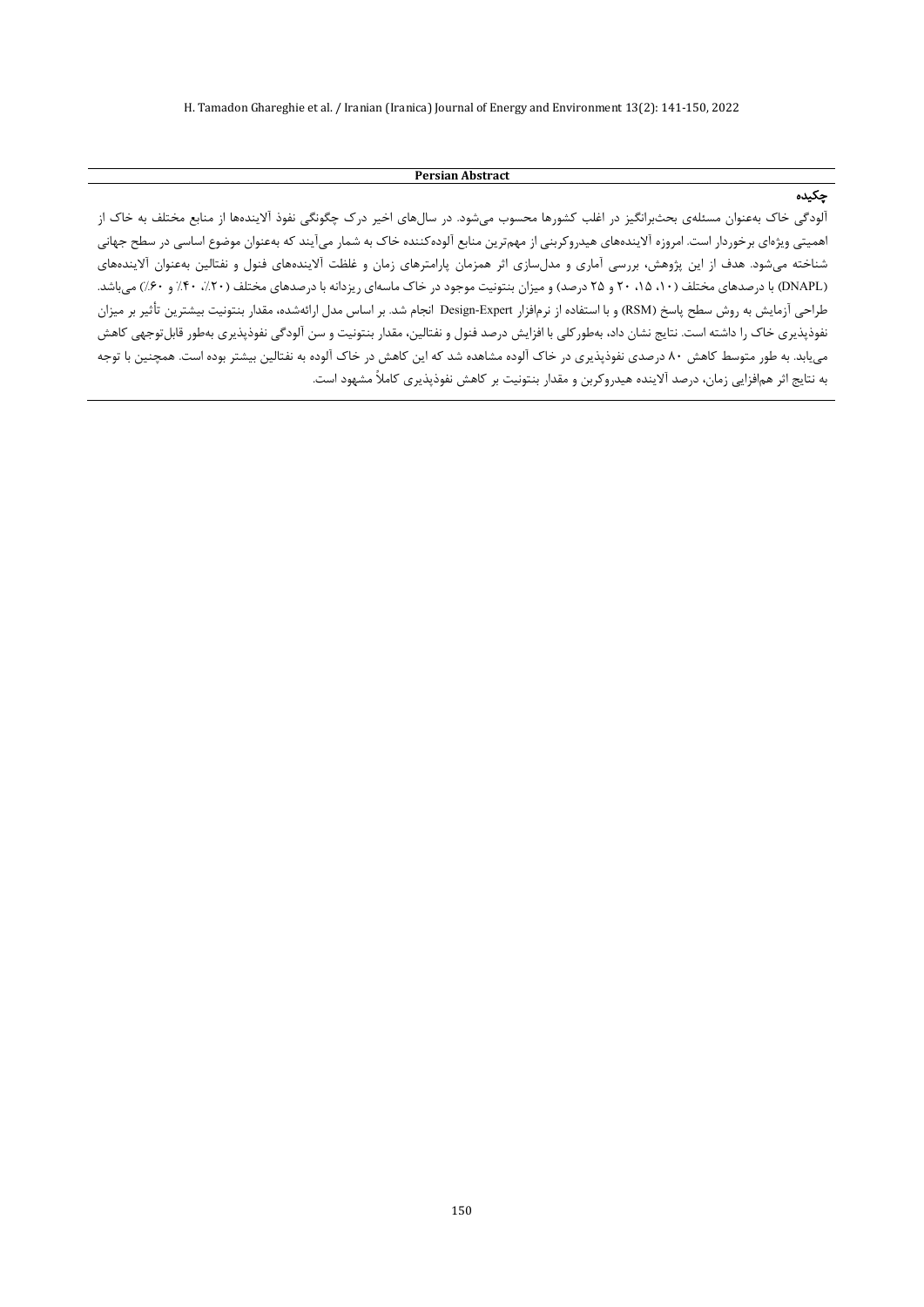**Persian Abstract**

**چکیده**

آلودگی خاک به‌عنوان مسئله‌ی بحث‌برانگیز در اغلب کشورها محسوب می‌شود. در سال‌های اخیر درک چگونگی نفوذ آلاینده‌ها از منابع مختلف به خاک از اهمیتی ویژه‌ای برخوردار است. امروزه آلاینده‌های هیدروکربنی از مهم‌ترین منابع آلوده‌کننده خاک به شمار می‌آیند که به‌عنوان موضوع اساسی در سطح جهانی شناخته می‌شود. هدف از این پژوهش، بررسی آماری و مدل‌سازی اثر همزمان پارامترهای زمان و غلظت آلاینده‌های فنول و نفتالین به‌عنوان آلاینده‌های (DNAPL) با درصدهای مختلف (۱۰، ۱۵، ۲۰ و ۲۵ درصد) و میزان بنتونیت موجود در خاک ماسه‌ای ریزدانه با درصدهای مختلف (۲۰٪، ۴۰٪ و ۶۰٪) می‌باشد. طراحی آزمایش به روش سطح پاسخ (RSM) و با استفاده از نرم‌افزار Design-Expert انجام شد. بر اساس مدل ارائه‌شده، مقدار بنتونیت بیشترین تأثیر بر میزان نفوذپذیری خاک را داشته است. نتایج نشان داد، به‌طورکلی با افزایش درصد فنول و نفتالین، مقدار بنتونیت و سن آلودگی نفوذپذیری به‌طور قابل‌توجهی کاهش می‌یابد. به طور متوسط کاهش ۸۰ درصدی نفوذپذیری در خاک آلوده مشاهده شد که این کاهش در خاک آلوده به نفتالین بیشتر بوده است. همچنین با توجه به نتایج اثر هم‌افزایی زمان، درصد آلاینده هیدروکربن و مقدار بنتونیت بر کاهش نفوذپذیری کاملاً مشهود است.